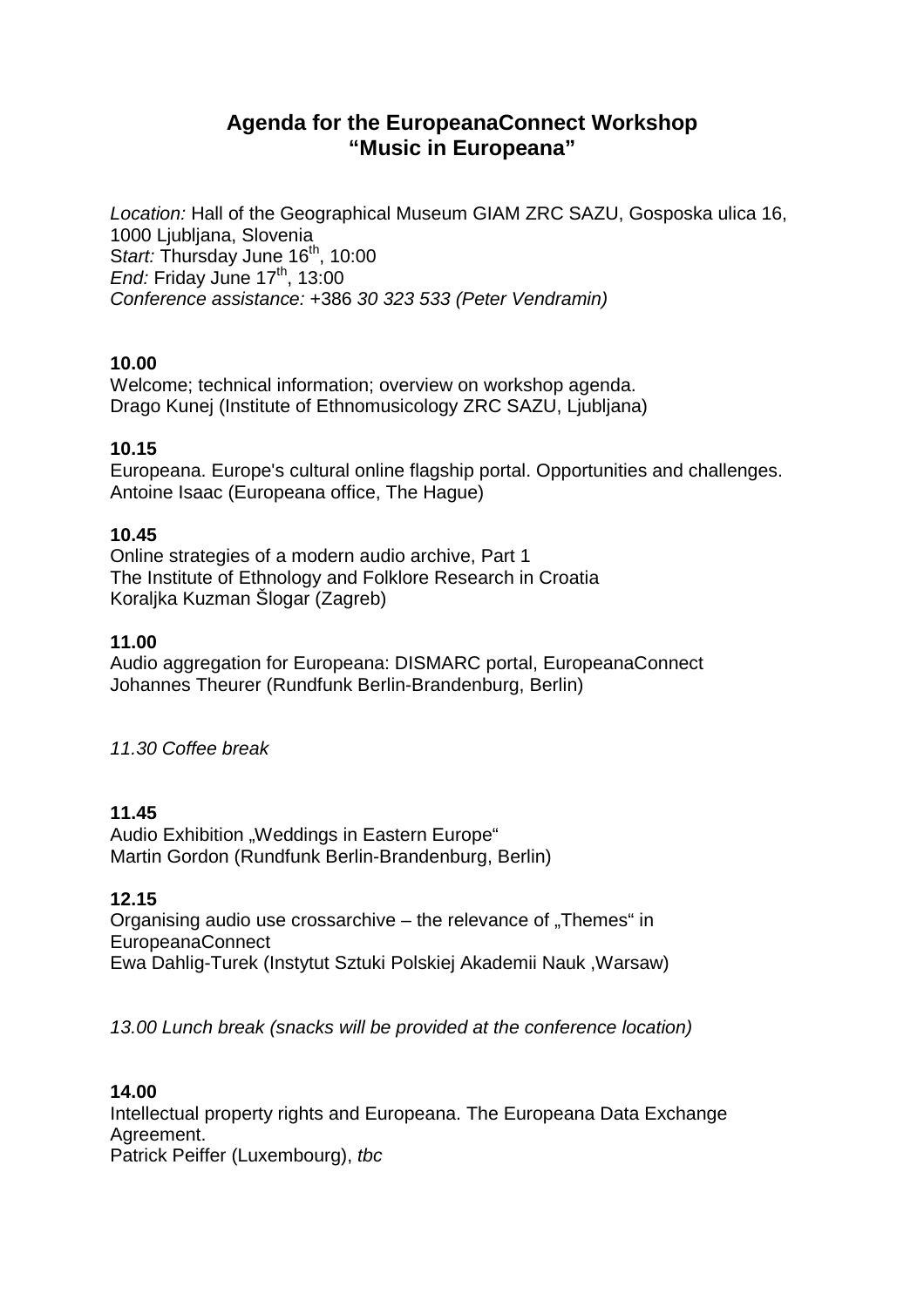# Agenda for the EuropeanaConnect Workshop "Music in Europeana"

*Location:* Hall of the Geographical Museum GIAM ZRC SAZU, Gosposka ulica 16, 1000 Ljubljana, Slovenia
*Start:* Thursday June 16th, 10:00
*End:* Friday June 17th, 13:00
*Conference assistance:* +386 *30 323 533 (Peter Vendramin)*

**10.00**
Welcome; technical information; overview on workshop agenda.
Drago Kunej (Institute of Ethnomusicology ZRC SAZU, Ljubljana)

**10.15**
Europeana. Europe's cultural online flagship portal. Opportunities and challenges.
Antoine Isaac (Europeana office, The Hague)

**10.45**
Online strategies of a modern audio archive, Part 1
The Institute of Ethnology and Folklore Research in Croatia
Koraljka Kuzman Šlogar (Zagreb)

**11.00**
Audio aggregation for Europeana: DISMARC portal, EuropeanaConnect
Johannes Theurer (Rundfunk Berlin-Brandenburg, Berlin)

*11.30 Coffee break*

**11.45**
Audio Exhibition „Weddings in Eastern Europe"
Martin Gordon (Rundfunk Berlin-Brandenburg, Berlin)

**12.15**
Organising audio use crossarchive – the relevance of „Themes" in EuropeanaConnect
Ewa Dahlig-Turek (Instytut Sztuki Polskiej Akademii Nauk ,Warsaw)

*13.00 Lunch break (snacks will be provided at the conference location)*

**14.00**
Intellectual property rights and Europeana. The Europeana Data Exchange Agreement.
Patrick Peiffer (Luxembourg), *tbc*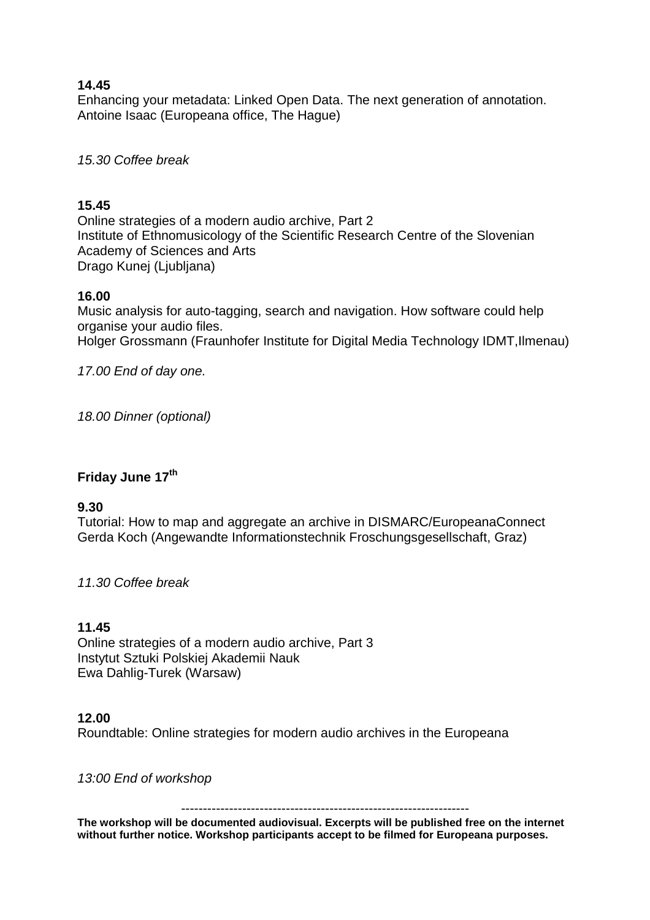**14.45**
Enhancing your metadata: Linked Open Data. The next generation of annotation.
Antoine Isaac (Europeana office, The Hague)

*15.30 Coffee break*

**15.45**
Online strategies of a modern audio archive, Part 2
Institute of Ethnomusicology of the Scientific Research Centre of the Slovenian Academy of Sciences and Arts
Drago Kunej (Ljubljana)

**16.00**
Music analysis for auto-tagging, search and navigation. How software could help organise your audio files.
Holger Grossmann (Fraunhofer Institute for Digital Media Technology IDMT,Ilmenau)

*17.00 End of day one.*

*18.00 Dinner (optional)*

**Friday June 17th**

**9.30**
Tutorial: How to map and aggregate an archive in DISMARC/EuropeanaConnect
Gerda Koch (Angewandte Informationstechnik Froschungsgesellschaft, Graz)

*11.30 Coffee break*

**11.45**
Online strategies of a modern audio archive, Part 3
Instytut Sztuki Polskiej Akademii Nauk
Ewa Dahlig-Turek (Warsaw)

**12.00**
Roundtable: Online strategies for modern audio archives in the Europeana

*13:00 End of workshop*

-----------------------------------------------------------------

**The workshop will be documented audiovisual. Excerpts will be published free on the internet without further notice. Workshop participants accept to be filmed for Europeana purposes.**